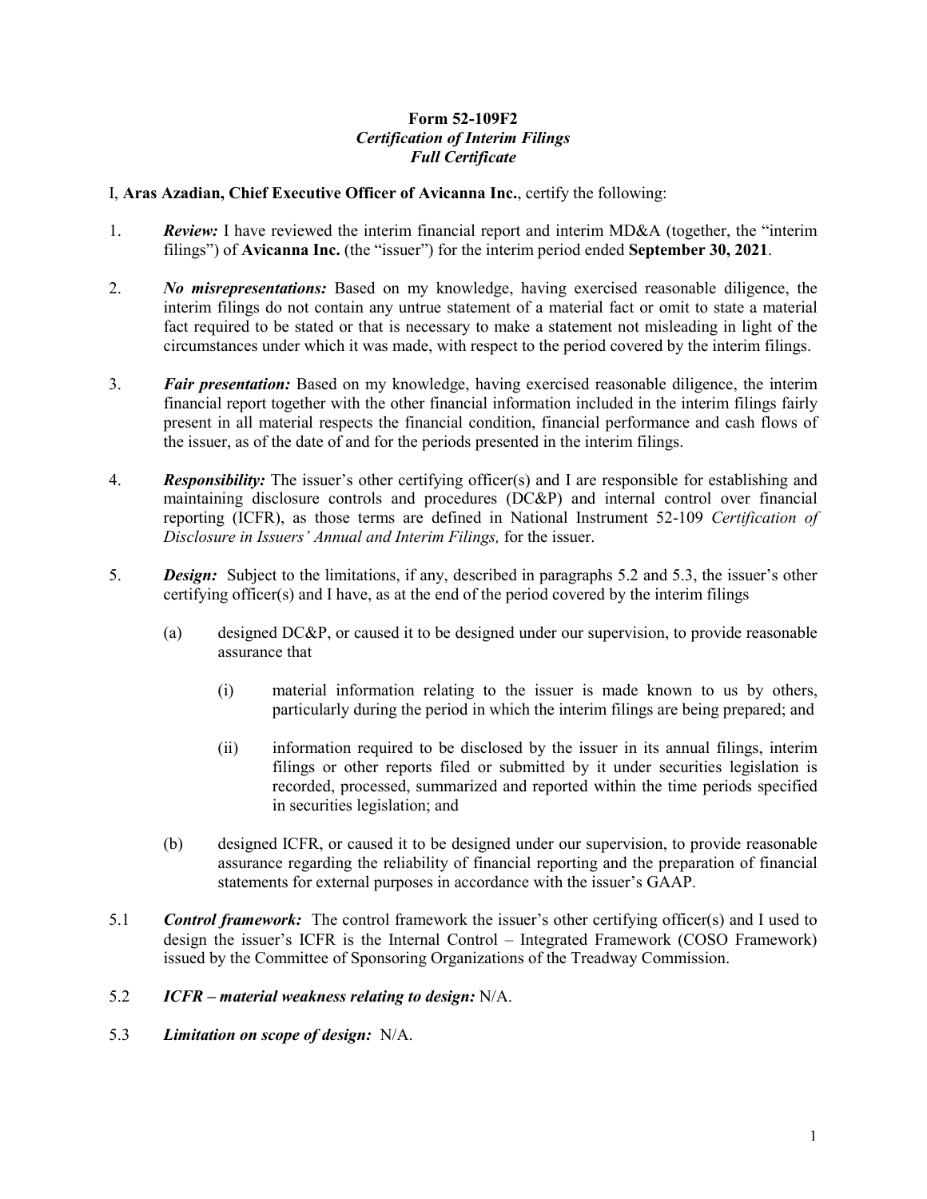**Form 52-109F2**
***Certification of Interim Filings***
***Full Certificate***

I, **Aras Azadian, Chief Executive Officer of Avicanna Inc.**, certify the following:

1. ***Review:*** I have reviewed the interim financial report and interim MD&A (together, the "interim filings") of **Avicanna Inc.** (the "issuer") for the interim period ended **September 30, 2021**.

2. ***No misrepresentations:*** Based on my knowledge, having exercised reasonable diligence, the interim filings do not contain any untrue statement of a material fact or omit to state a material fact required to be stated or that is necessary to make a statement not misleading in light of the circumstances under which it was made, with respect to the period covered by the interim filings.

3. ***Fair presentation:*** Based on my knowledge, having exercised reasonable diligence, the interim financial report together with the other financial information included in the interim filings fairly present in all material respects the financial condition, financial performance and cash flows of the issuer, as of the date of and for the periods presented in the interim filings.

4. ***Responsibility:*** The issuer's other certifying officer(s) and I are responsible for establishing and maintaining disclosure controls and procedures (DC&P) and internal control over financial reporting (ICFR), as those terms are defined in National Instrument 52-109 *Certification of Disclosure in Issuers' Annual and Interim Filings,* for the issuer.

5. ***Design:*** Subject to the limitations, if any, described in paragraphs 5.2 and 5.3, the issuer's other certifying officer(s) and I have, as at the end of the period covered by the interim filings

   (a) designed DC&P, or caused it to be designed under our supervision, to provide reasonable assurance that

      (i) material information relating to the issuer is made known to us by others, particularly during the period in which the interim filings are being prepared; and

      (ii) information required to be disclosed by the issuer in its annual filings, interim filings or other reports filed or submitted by it under securities legislation is recorded, processed, summarized and reported within the time periods specified in securities legislation; and

   (b) designed ICFR, or caused it to be designed under our supervision, to provide reasonable assurance regarding the reliability of financial reporting and the preparation of financial statements for external purposes in accordance with the issuer's GAAP.

5.1 ***Control framework:*** The control framework the issuer's other certifying officer(s) and I used to design the issuer's ICFR is the Internal Control – Integrated Framework (COSO Framework) issued by the Committee of Sponsoring Organizations of the Treadway Commission.

5.2 ***ICFR – material weakness relating to design:*** N/A.

5.3 ***Limitation on scope of design:*** N/A.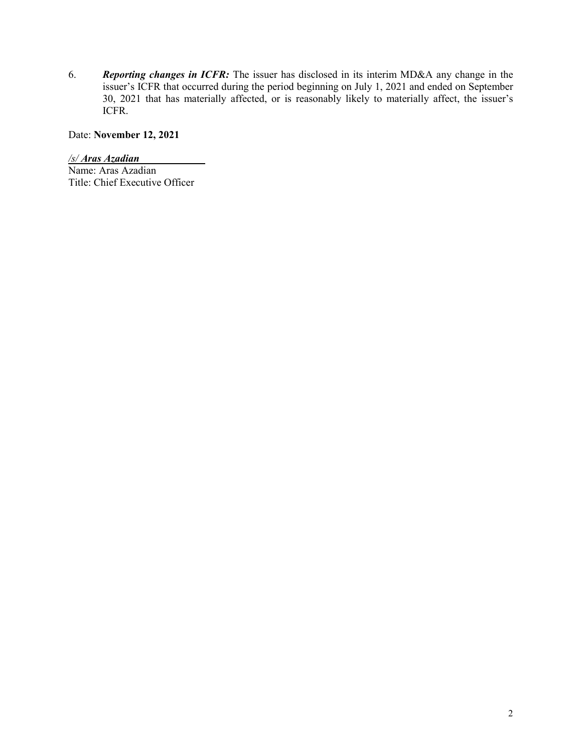6. ***Reporting changes in ICFR:*** The issuer has disclosed in its interim MD&A any change in the issuer's ICFR that occurred during the period beginning on July 1, 2021 and ended on September 30, 2021 that has materially affected, or is reasonably likely to materially affect, the issuer's ICFR.

Date: **November 12, 2021**

*/s/* ***Aras Azadian***
Name: Aras Azadian
Title: Chief Executive Officer